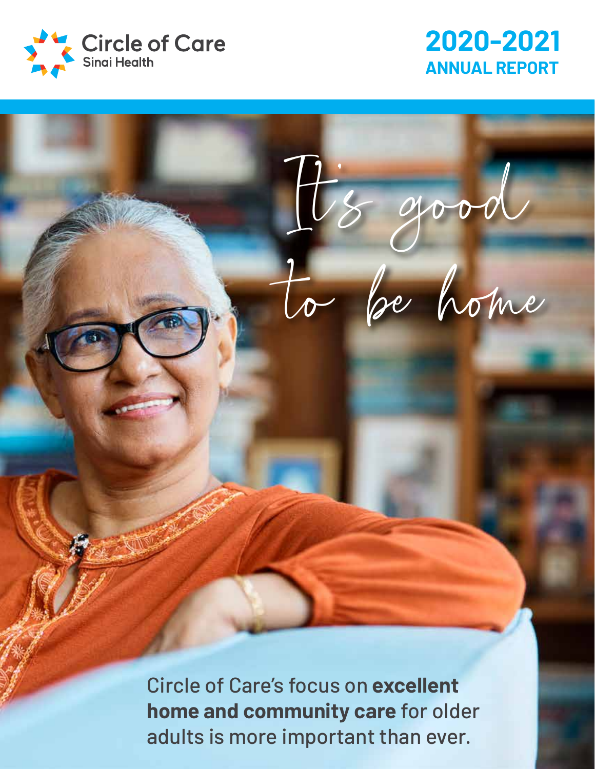Circle of Care
Sinai Health

# 2020-2021 ANNUAL REPORT

*It's good to be home*

Circle of Care's focus on **excellent home and community care** for older adults is more important than ever.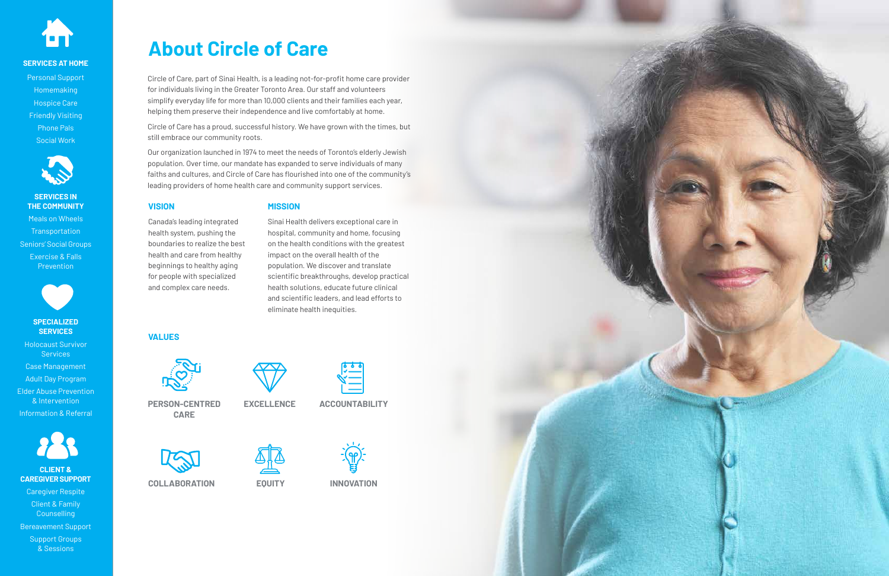**SERVICES AT HOME**

- Personal Support
- Homemaking
- Hospice Care
- Friendly Visiting
- Phone Pals
- Social Work

**SERVICES IN THE COMMUNITY**

- Meals on Wheels
- Transportation
- Seniors' Social Groups
- Exercise & Falls Prevention

**SPECIALIZED SERVICES**

- Holocaust Survivor Services
- Case Management
- Adult Day Program
- Elder Abuse Prevention & Intervention
- Information & Referral

**CLIENT & CAREGIVER SUPPORT**

- Caregiver Respite
- Client & Family Counselling
- Bereavement Support
- Support Groups & Sessions

# About Circle of Care

Circle of Care, part of Sinai Health, is a leading not-for-profit home care provider for individuals living in the Greater Toronto Area. Our staff and volunteers simplify everyday life for more than 10,000 clients and their families each year, helping them preserve their independence and live comfortably at home.

Circle of Care has a proud, successful history. We have grown with the times, but still embrace our community roots.

Our organization launched in 1974 to meet the needs of Toronto's elderly Jewish population. Over time, our mandate has expanded to serve individuals of many faiths and cultures, and Circle of Care has flourished into one of the community's leading providers of home health care and community support services.

## VISION

Canada's leading integrated health system, pushing the boundaries to realize the best health and care from healthy beginnings to healthy aging for people with specialized and complex care needs.

## MISSION

Sinai Health delivers exceptional care in hospital, community and home, focusing on the health conditions with the greatest impact on the overall health of the population. We discover and translate scientific breakthroughs, develop practical health solutions, educate future clinical and scientific leaders, and lead efforts to eliminate health inequities.

## VALUES

- PERSON-CENTRED CARE
- EXCELLENCE
- ACCOUNTABILITY
- COLLABORATION
- EQUITY
- INNOVATION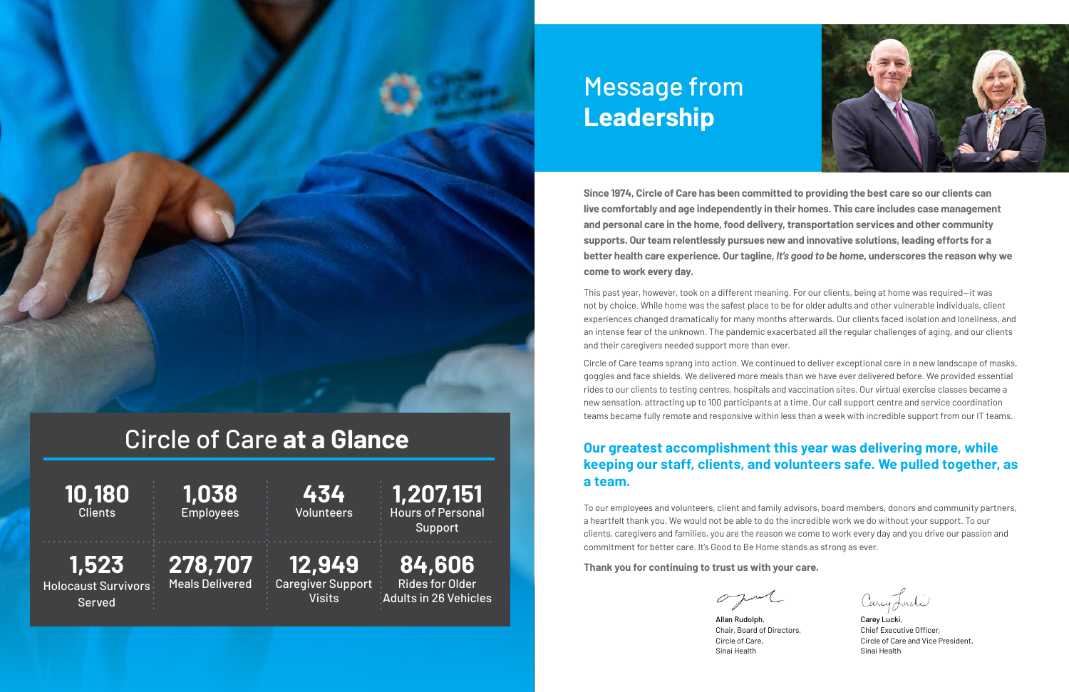## Circle of Care **at a Glance**

| | | | |
|---|---|---|---|
| **10,180** Clients | **1,038** Employees | **434** Volunteers | **1,207,151** Hours of Personal Support |
| **1,523** Holocaust Survivors Served | **278,707** Meals Delivered | **12,949** Caregiver Support Visits | **84,606** Rides for Older Adults in 26 Vehicles |

# Message from **Leadership**

**Since 1974, Circle of Care has been committed to providing the best care so our clients can live comfortably and age independently in their homes. This care includes case management and personal care in the home, food delivery, transportation services and other community supports. Our team relentlessly pursues new and innovative solutions, leading efforts for a better health care experience. Our tagline, *It's good to be home*, underscores the reason why we come to work every day.**

This past year, however, took on a different meaning. For our clients, being at home was required—it was not by choice. While home was the safest place to be for older adults and other vulnerable individuals, client experiences changed dramatically for many months afterwards. Our clients faced isolation and loneliness, and an intense fear of the unknown. The pandemic exacerbated all the regular challenges of aging, and our clients and their caregivers needed support more than ever.

Circle of Care teams sprang into action. We continued to deliver exceptional care in a new landscape of masks, goggles and face shields. We delivered more meals than we have ever delivered before. We provided essential rides to our clients to testing centres, hospitals and vaccination sites. Our virtual exercise classes became a new sensation, attracting up to 100 participants at a time. Our call support centre and service coordination teams became fully remote and responsive within less than a week with incredible support from our IT teams.

**Our greatest accomplishment this year was delivering more, while keeping our staff, clients, and volunteers safe. We pulled together, as a team.**

To our employees and volunteers, client and family advisors, board members, donors and community partners, a heartfelt thank you. We would not be able to do the incredible work we do without your support. To our clients, caregivers and families, you are the reason we come to work every day and you drive our passion and commitment for better care. It's Good to Be Home stands as strong as ever.

**Thank you for continuing to trust us with your care.**

**Allan Rudolph**,
Chair, Board of Directors,
Circle of Care,
Sinai Health

**Carey Lucki**,
Chief Executive Officer,
Circle of Care and Vice President,
Sinai Health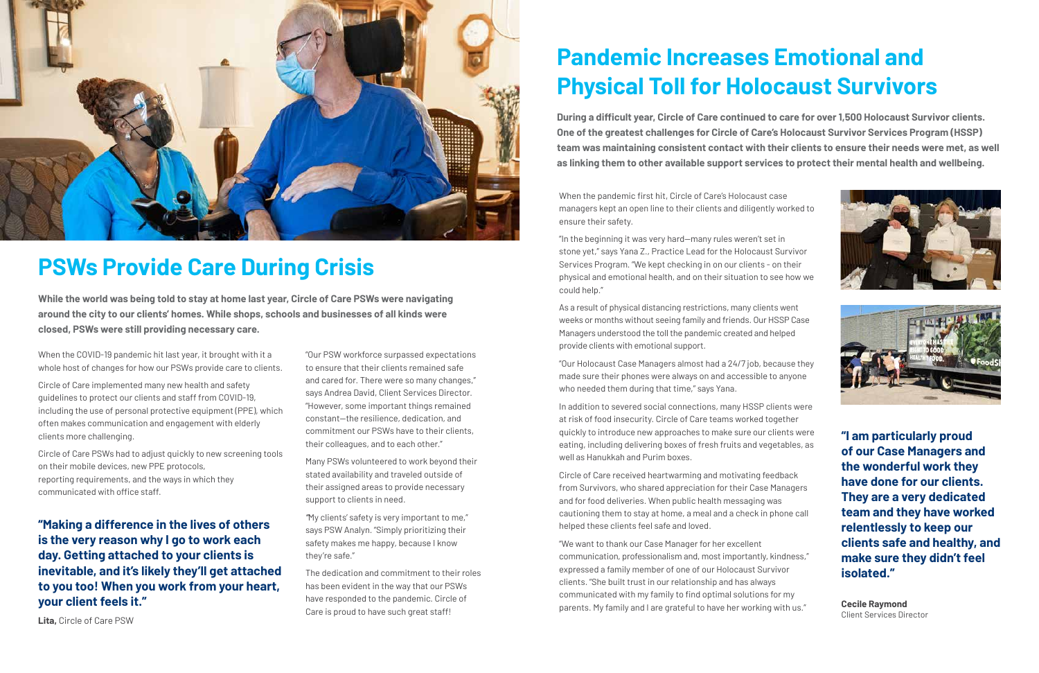## PSWs Provide Care During Crisis

**While the world was being told to stay at home last year, Circle of Care PSWs were navigating around the city to our clients' homes. While shops, schools and businesses of all kinds were closed, PSWs were still providing necessary care.**

When the COVID-19 pandemic hit last year, it brought with it a whole host of changes for how our PSWs provide care to clients.

Circle of Care implemented many new health and safety guidelines to protect our clients and staff from COVID-19, including the use of personal protective equipment (PPE), which often makes communication and engagement with elderly clients more challenging.

Circle of Care PSWs had to adjust quickly to new screening tools on their mobile devices, new PPE protocols, reporting requirements, and the ways in which they communicated with office staff.

**"Making a difference in the lives of others is the very reason why I go to work each day. Getting attached to your clients is inevitable, and it's likely they'll get attached to you too! When you work from your heart, your client feels it."**

**Lita,** Circle of Care PSW

"Our PSW workforce surpassed expectations to ensure that their clients remained safe and cared for. There were so many changes," says Andrea David, Client Services Director. "However, some important things remained constant—the resilience, dedication, and commitment our PSWs have to their clients, their colleagues, and to each other."

Many PSWs volunteered to work beyond their stated availability and traveled outside of their assigned areas to provide necessary support to clients in need.

"My clients' safety is very important to me," says PSW Analyn. "Simply prioritizing their safety makes me happy, because I know they're safe."

The dedication and commitment to their roles has been evident in the way that our PSWs have responded to the pandemic. Circle of Care is proud to have such great staff!

## Pandemic Increases Emotional and Physical Toll for Holocaust Survivors

**During a difficult year, Circle of Care continued to care for over 1,500 Holocaust Survivor clients. One of the greatest challenges for Circle of Care's Holocaust Survivor Services Program (HSSP) team was maintaining consistent contact with their clients to ensure their needs were met, as well as linking them to other available support services to protect their mental health and wellbeing.**

When the pandemic first hit, Circle of Care's Holocaust case managers kept an open line to their clients and diligently worked to ensure their safety.

"In the beginning it was very hard—many rules weren't set in stone yet," says Yana Z., Practice Lead for the Holocaust Survivor Services Program. "We kept checking in on our clients - on their physical and emotional health, and on their situation to see how we could help."

As a result of physical distancing restrictions, many clients went weeks or months without seeing family and friends. Our HSSP Case Managers understood the toll the pandemic created and helped provide clients with emotional support.

"Our Holocaust Case Managers almost had a 24/7 job, because they made sure their phones were always on and accessible to anyone who needed them during that time," says Yana.

In addition to severed social connections, many HSSP clients were at risk of food insecurity. Circle of Care teams worked together quickly to introduce new approaches to make sure our clients were eating, including delivering boxes of fresh fruits and vegetables, as well as Hanukkah and Purim boxes.

Circle of Care received heartwarming and motivating feedback from Survivors, who shared appreciation for their Case Managers and for food deliveries. When public health messaging was cautioning them to stay at home, a meal and a check in phone call helped these clients feel safe and loved.

"We want to thank our Case Manager for her excellent communication, professionalism and, most importantly, kindness," expressed a family member of one of our Holocaust Survivor clients. "She built trust in our relationship and has always communicated with my family to find optimal solutions for my parents. My family and I are grateful to have her working with us."

**"I am particularly proud of our Case Managers and the wonderful work they have done for our clients. They are a very dedicated team and they have worked relentlessly to keep our clients safe and healthy, and make sure they didn't feel isolated."**

**Cecile Raymond**
Client Services Director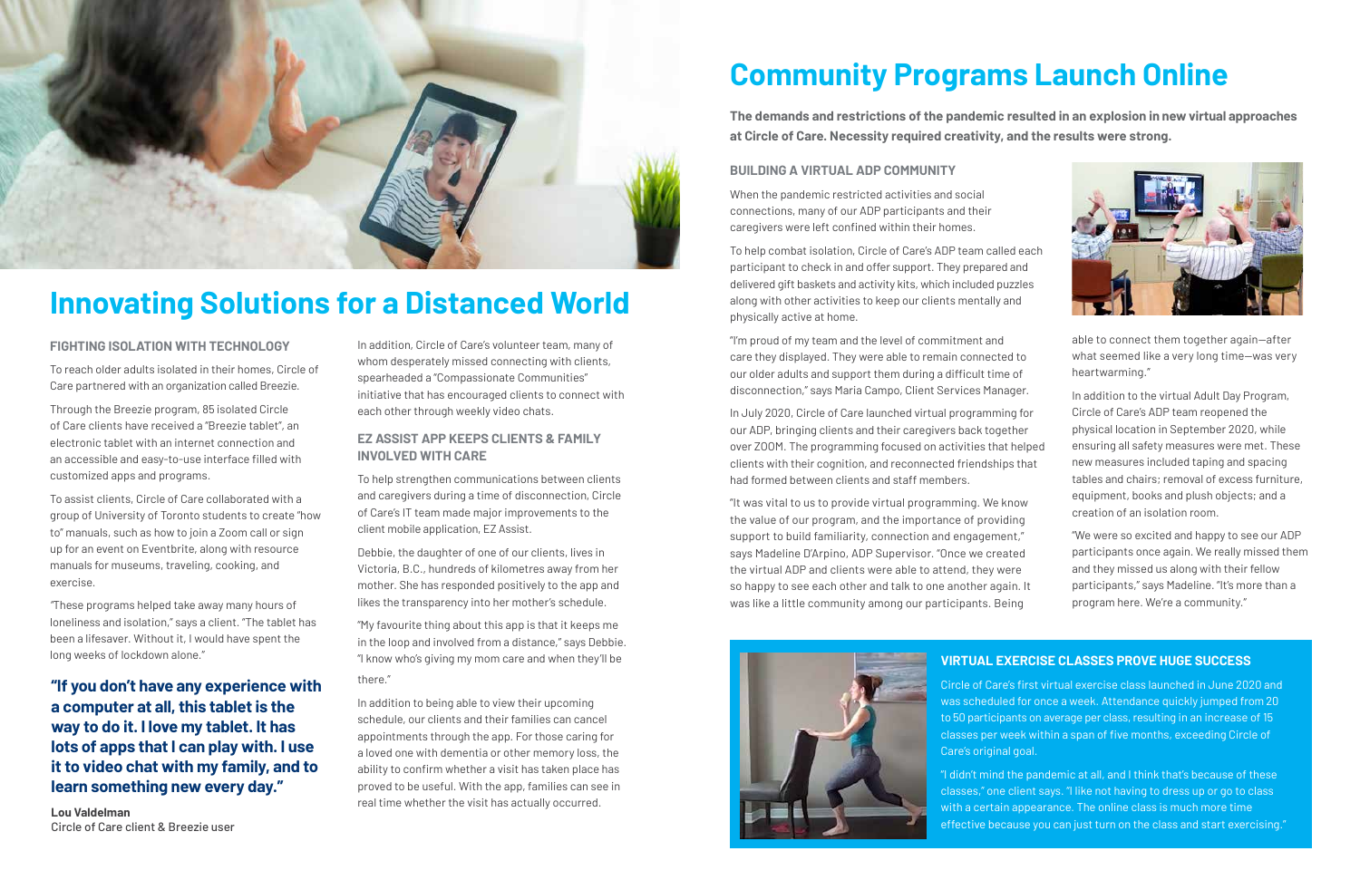# Innovating Solutions for a Distanced World

### FIGHTING ISOLATION WITH TECHNOLOGY

To reach older adults isolated in their homes, Circle of Care partnered with an organization called Breezie.

Through the Breezie program, 85 isolated Circle of Care clients have received a "Breezie tablet", an electronic tablet with an internet connection and an accessible and easy-to-use interface filled with customized apps and programs.

To assist clients, Circle of Care collaborated with a group of University of Toronto students to create "how to" manuals, such as how to join a Zoom call or sign up for an event on Eventbrite, along with resource manuals for museums, traveling, cooking, and exercise.

"These programs helped take away many hours of loneliness and isolation," says a client. "The tablet has been a lifesaver. Without it, I would have spent the long weeks of lockdown alone."

**"If you don't have any experience with a computer at all, this tablet is the way to do it. I love my tablet. It has lots of apps that I can play with. I use it to video chat with my family, and to learn something new every day."**

**Lou Valdelman**
Circle of Care client & Breezie user

In addition, Circle of Care's volunteer team, many of whom desperately missed connecting with clients, spearheaded a "Compassionate Communities" initiative that has encouraged clients to connect with each other through weekly video chats.

### EZ ASSIST APP KEEPS CLIENTS & FAMILY INVOLVED WITH CARE

To help strengthen communications between clients and caregivers during a time of disconnection, Circle of Care's IT team made major improvements to the client mobile application, EZ Assist.

Debbie, the daughter of one of our clients, lives in Victoria, B.C., hundreds of kilometres away from her mother. She has responded positively to the app and likes the transparency into her mother's schedule.

"My favourite thing about this app is that it keeps me in the loop and involved from a distance," says Debbie. "I know who's giving my mom care and when they'll be there."

In addition to being able to view their upcoming schedule, our clients and their families can cancel appointments through the app. For those caring for a loved one with dementia or other memory loss, the ability to confirm whether a visit has taken place has proved to be useful. With the app, families can see in real time whether the visit has actually occurred.

# Community Programs Launch Online

**The demands and restrictions of the pandemic resulted in an explosion in new virtual approaches at Circle of Care. Necessity required creativity, and the results were strong.**

### BUILDING A VIRTUAL ADP COMMUNITY

When the pandemic restricted activities and social connections, many of our ADP participants and their caregivers were left confined within their homes.

To help combat isolation, Circle of Care's ADP team called each participant to check in and offer support. They prepared and delivered gift baskets and activity kits, which included puzzles along with other activities to keep our clients mentally and physically active at home.

"I'm proud of my team and the level of commitment and care they displayed. They were able to remain connected to our older adults and support them during a difficult time of disconnection," says Maria Campo, Client Services Manager.

In July 2020, Circle of Care launched virtual programming for our ADP, bringing clients and their caregivers back together over ZOOM. The programming focused on activities that helped clients with their cognition, and reconnected friendships that had formed between clients and staff members.

"It was vital to us to provide virtual programming. We know the value of our program, and the importance of providing support to build familiarity, connection and engagement," says Madeline D'Arpino, ADP Supervisor. "Once we created the virtual ADP and clients were able to attend, they were so happy to see each other and talk to one another again. It was like a little community among our participants. Being able to connect them together again—after what seemed like a very long time—was very heartwarming."

In addition to the virtual Adult Day Program, Circle of Care's ADP team reopened the physical location in September 2020, while ensuring all safety measures were met. These new measures included taping and spacing tables and chairs; removal of excess furniture, equipment, books and plush objects; and a creation of an isolation room.

"We were so excited and happy to see our ADP participants once again. We really missed them and they missed us along with their fellow participants," says Madeline. "It's more than a program here. We're a community."

### VIRTUAL EXERCISE CLASSES PROVE HUGE SUCCESS

Circle of Care's first virtual exercise class launched in June 2020 and was scheduled for once a week. Attendance quickly jumped from 20 to 50 participants on average per class, resulting in an increase of 15 classes per week within a span of five months, exceeding Circle of Care's original goal.

"I didn't mind the pandemic at all, and I think that's because of these classes," one client says. "I like not having to dress up or go to class with a certain appearance. The online class is much more time effective because you can just turn on the class and start exercising."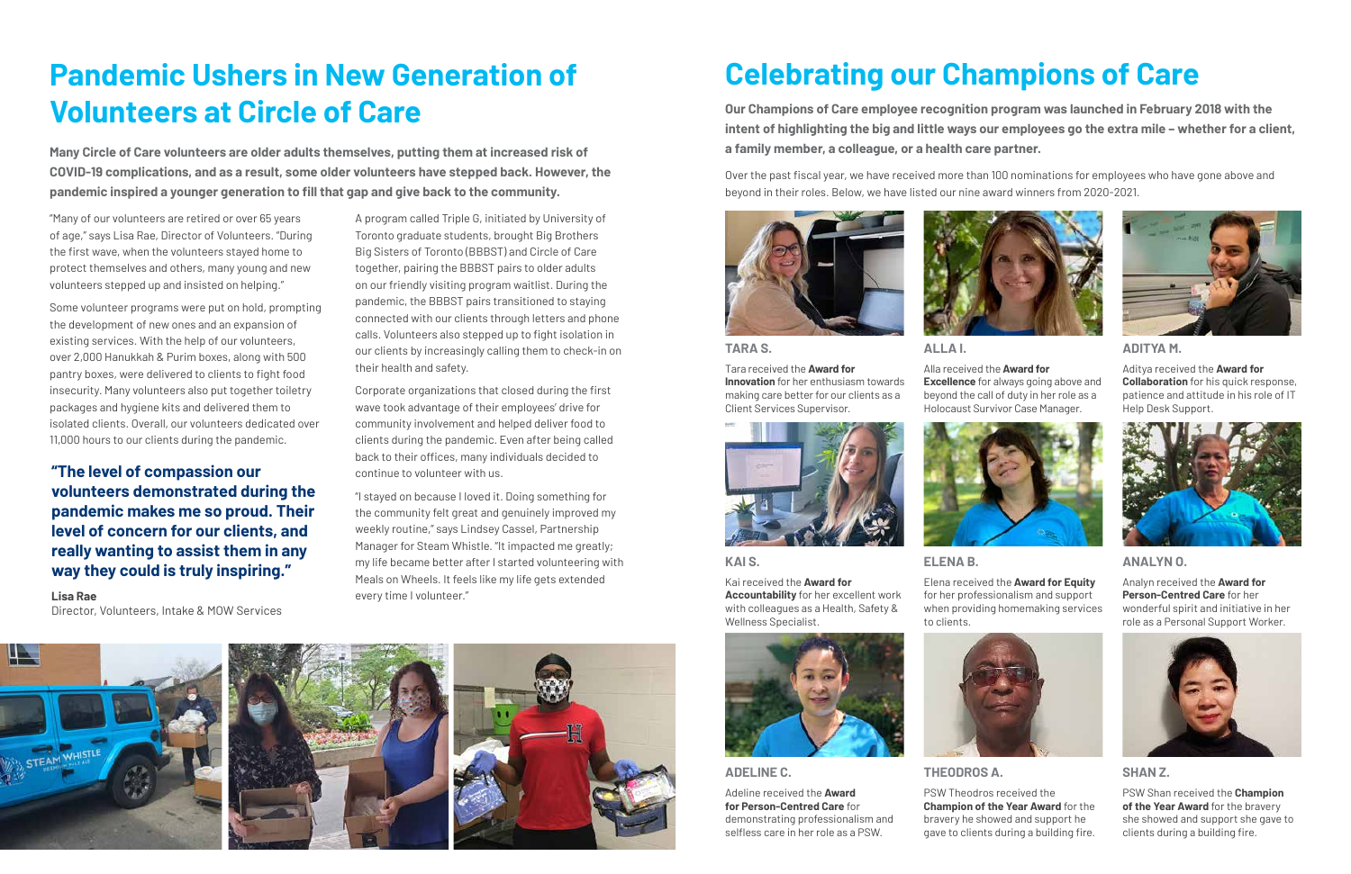# Pandemic Ushers in New Generation of Volunteers at Circle of Care

**Many Circle of Care volunteers are older adults themselves, putting them at increased risk of COVID-19 complications, and as a result, some older volunteers have stepped back. However, the pandemic inspired a younger generation to fill that gap and give back to the community.**

"Many of our volunteers are retired or over 65 years of age," says Lisa Rae, Director of Volunteers. "During the first wave, when the volunteers stayed home to protect themselves and others, many young and new volunteers stepped up and insisted on helping."

Some volunteer programs were put on hold, prompting the development of new ones and an expansion of existing services. With the help of our volunteers, over 2,000 Hanukkah & Purim boxes, along with 500 pantry boxes, were delivered to clients to fight food insecurity. Many volunteers also put together toiletry packages and hygiene kits and delivered them to isolated clients. Overall, our volunteers dedicated over 11,000 hours to our clients during the pandemic.

**"The level of compassion our volunteers demonstrated during the pandemic makes me so proud. Their level of concern for our clients, and really wanting to assist them in any way they could is truly inspiring."**

**Lisa Rae**
Director, Volunteers, Intake & MOW Services

A program called Triple G, initiated by University of Toronto graduate students, brought Big Brothers Big Sisters of Toronto (BBBST) and Circle of Care together, pairing the BBBST pairs to older adults on our friendly visiting program waitlist. During the pandemic, the BBBST pairs transitioned to staying connected with our clients through letters and phone calls. Volunteers also stepped up to fight isolation in our clients by increasingly calling them to check-in on their health and safety.

Corporate organizations that closed during the first wave took advantage of their employees' drive for community involvement and helped deliver food to clients during the pandemic. Even after being called back to their offices, many individuals decided to continue to volunteer with us.

"I stayed on because I loved it. Doing something for the community felt great and genuinely improved my weekly routine," says Lindsey Cassel, Partnership Manager for Steam Whistle. "It impacted me greatly; my life became better after I started volunteering with Meals on Wheels. It feels like my life gets extended every time I volunteer."

# Celebrating our Champions of Care

**Our Champions of Care employee recognition program was launched in February 2018 with the intent of highlighting the big and little ways our employees go the extra mile – whether for a client, a family member, a colleague, or a health care partner.**

Over the past fiscal year, we have received more than 100 nominations for employees who have gone above and beyond in their roles. Below, we have listed our nine award winners from 2020-2021.

**TARA S.**

Tara received the **Award for Innovation** for her enthusiasm towards making care better for our clients as a Client Services Supervisor.

**ALLA I.**

Alla received the **Award for Excellence** for always going above and beyond the call of duty in her role as a Holocaust Survivor Case Manager.

**ADITYA M.**

Aditya received the **Award for Collaboration** for his quick response, patience and attitude in his role of IT Help Desk Support.

**KAI S.**

Kai received the **Award for Accountability** for her excellent work with colleagues as a Health, Safety & Wellness Specialist.

**ELENA B.**

Elena received the **Award for Equity** for her professionalism and support when providing homemaking services to clients.

**ANALYN O.**

Analyn received the **Award for Person-Centred Care** for her wonderful spirit and initiative in her role as a Personal Support Worker.

**ADELINE C.**

Adeline received the **Award for Person-Centred Care** for demonstrating professionalism and selfless care in her role as a PSW.

**THEODROS A.**

PSW Theodros received the **Champion of the Year Award** for the bravery he showed and support he gave to clients during a building fire.

**SHAN Z.**

PSW Shan received the **Champion of the Year Award** for the bravery she showed and support she gave to clients during a building fire.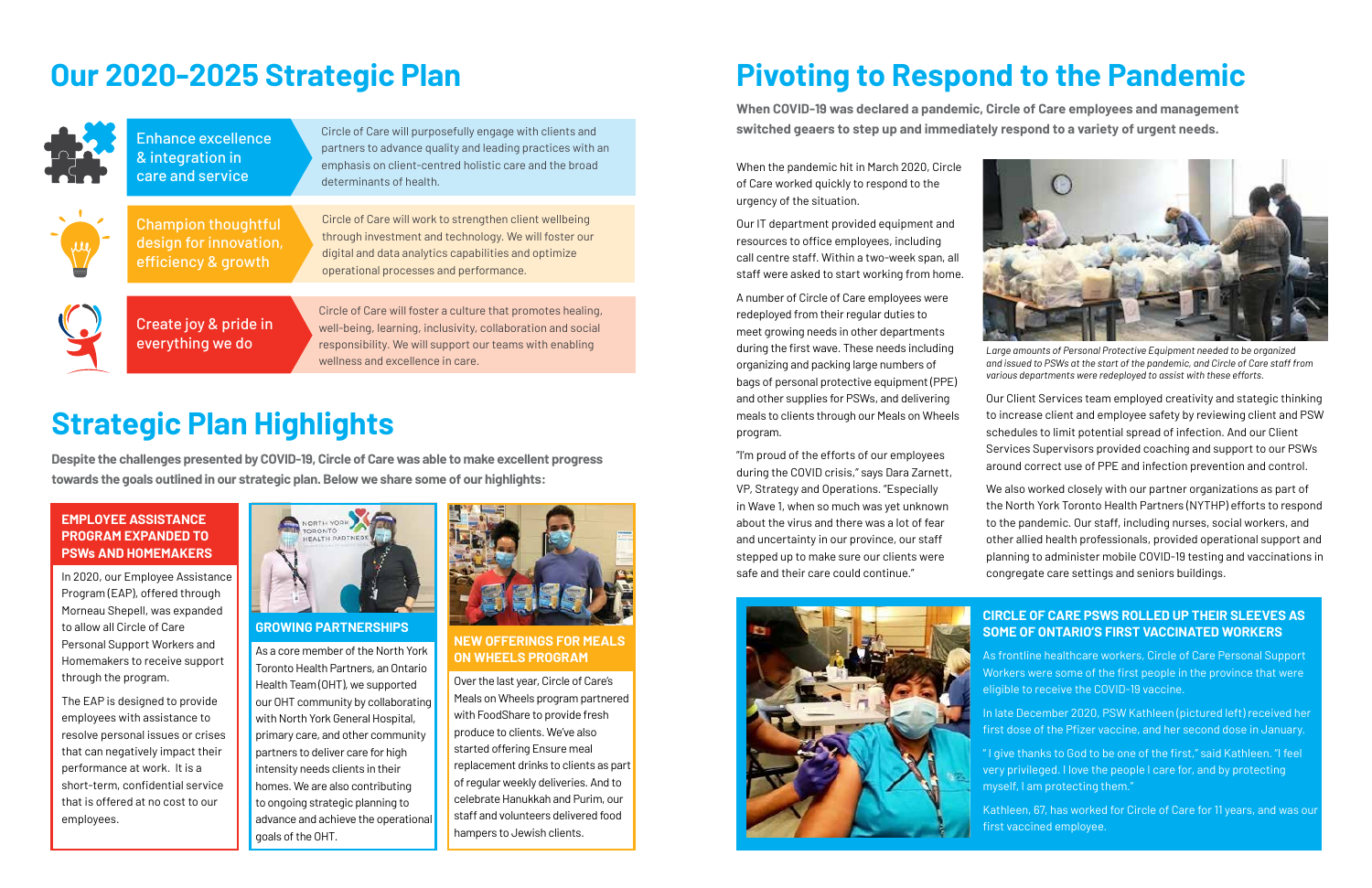# Our 2020-2025 Strategic Plan

**Enhance excellence & integration in care and service**

Circle of Care will purposefully engage with clients and partners to advance quality and leading practices with an emphasis on client-centred holistic care and the broad determinants of health.

**Champion thoughtful design for innovation, efficiency & growth**

Circle of Care will work to strengthen client wellbeing through investment and technology. We will foster our digital and data analytics capabilities and optimize operational processes and performance.

**Create joy & pride in everything we do**

Circle of Care will foster a culture that promotes healing, well-being, learning, inclusivity, collaboration and social responsibility. We will support our teams with enabling wellness and excellence in care.

# Strategic Plan Highlights

**Despite the challenges presented by COVID-19, Circle of Care was able to make excellent progress towards the goals outlined in our strategic plan. Below we share some of our highlights:**

### EMPLOYEE ASSISTANCE PROGRAM EXPANDED TO PSWs AND HOMEMAKERS

In 2020, our Employee Assistance Program (EAP), offered through Morneau Shepell, was expanded to allow all Circle of Care Personal Support Workers and Homemakers to receive support through the program.

The EAP is designed to provide employees with assistance to resolve personal issues or crises that can negatively impact their performance at work. It is a short-term, confidential service that is offered at no cost to our employees.

### GROWING PARTNERSHIPS

As a core member of the North York Toronto Health Partners, an Ontario Health Team (OHT), we supported our OHT community by collaborating with North York General Hospital, primary care, and other community partners to deliver care for high intensity needs clients in their homes. We are also contributing to ongoing strategic planning to advance and achieve the operational goals of the OHT.

### NEW OFFERINGS FOR MEALS ON WHEELS PROGRAM

Over the last year, Circle of Care's Meals on Wheels program partnered with FoodShare to provide fresh produce to clients. We've also started offering Ensure meal replacement drinks to clients as part of regular weekly deliveries. And to celebrate Hanukkah and Purim, our staff and volunteers delivered food hampers to Jewish clients.

# Pivoting to Respond to the Pandemic

**When COVID-19 was declared a pandemic, Circle of Care employees and management switched gears to step up and immediately respond to a variety of urgent needs.**

When the pandemic hit in March 2020, Circle of Care worked quickly to respond to the urgency of the situation.

Our IT department provided equipment and resources to office employees, including call centre staff. Within a two-week span, all staff were asked to start working from home.

A number of Circle of Care employees were redeployed from their regular duties to meet growing needs in other departments during the first wave. These needs including organizing and packing large numbers of bags of personal protective equipment (PPE) and other supplies for PSWs, and delivering meals to clients through our Meals on Wheels program.

"I'm proud of the efforts of our employees during the COVID crisis," says Dara Zarnett, VP, Strategy and Operations. "Especially in Wave 1, when so much was yet unknown about the virus and there was a lot of fear and uncertainty in our province, our staff stepped up to make sure our clients were safe and their care could continue."

*Large amounts of Personal Protective Equipment needed to be organized and issued to PSWs at the start of the pandemic, and Circle of Care staff from various departments were redeployed to assist with these efforts.*

Our Client Services team employed creativity and stategic thinking to increase client and employee safety by reviewing client and PSW schedules to limit potential spread of infection. And our Client Services Supervisors provided coaching and support to our PSWs around correct use of PPE and infection prevention and control.

We also worked closely with our partner organizations as part of the North York Toronto Health Partners (NYTHP) efforts to respond to the pandemic. Our staff, including nurses, social workers, and other allied health professionals, provided operational support and planning to administer mobile COVID-19 testing and vaccinations in congregate care settings and seniors buildings.

### CIRCLE OF CARE PSWS ROLLED UP THEIR SLEEVES AS SOME OF ONTARIO'S FIRST VACCINATED WORKERS

As frontline healthcare workers, Circle of Care Personal Support Workers were some of the first people in the province that were eligible to receive the COVID-19 vaccine.

In late December 2020, PSW Kathleen (pictured left) received her first dose of the Pfizer vaccine, and her second dose in January.

" I give thanks to God to be one of the first," said Kathleen. "I feel very privileged. I love the people I care for, and by protecting myself, I am protecting them."

Kathleen, 67, has worked for Circle of Care for 11 years, and was our first vaccined employee.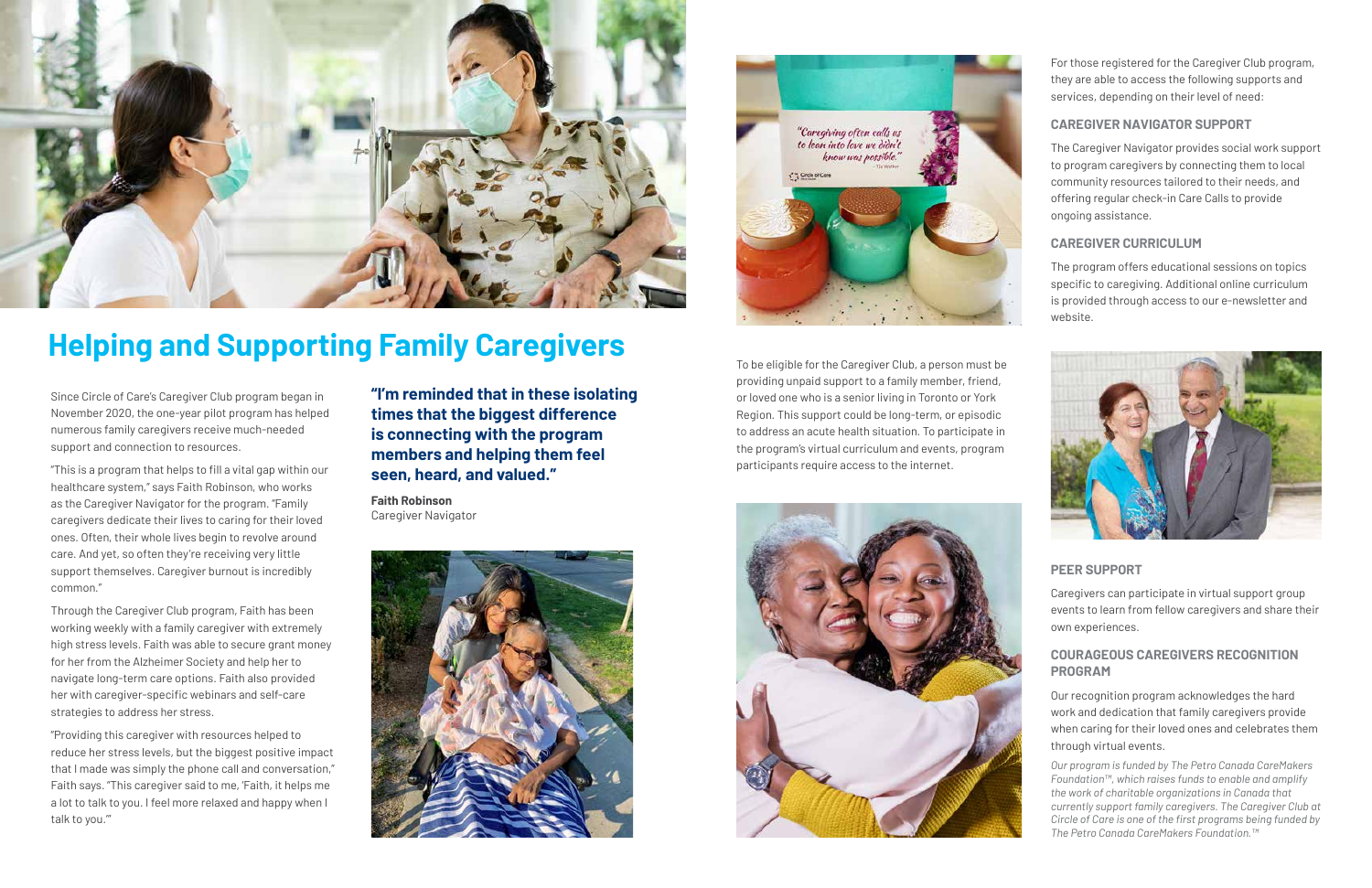# Helping and Supporting Family Caregivers

Since Circle of Care's Caregiver Club program began in November 2020, the one-year pilot program has helped numerous family caregivers receive much-needed support and connection to resources.

"This is a program that helps to fill a vital gap within our healthcare system," says Faith Robinson, who works as the Caregiver Navigator for the program. "Family caregivers dedicate their lives to caring for their loved ones. Often, their whole lives begin to revolve around care. And yet, so often they're receiving very little support themselves. Caregiver burnout is incredibly common."

Through the Caregiver Club program, Faith has been working weekly with a family caregiver with extremely high stress levels. Faith was able to secure grant money for her from the Alzheimer Society and help her to navigate long-term care options. Faith also provided her with caregiver-specific webinars and self-care strategies to address her stress.

"Providing this caregiver with resources helped to reduce her stress levels, but the biggest positive impact that I made was simply the phone call and conversation," Faith says. "This caregiver said to me, 'Faith, it helps me a lot to talk to you. I feel more relaxed and happy when I talk to you.'"

**"I'm reminded that in these isolating times that the biggest difference is connecting with the program members and helping them feel seen, heard, and valued."**

**Faith Robinson**
Caregiver Navigator

To be eligible for the Caregiver Club, a person must be providing unpaid support to a family member, friend, or loved one who is a senior living in Toronto or York Region. This support could be long-term, or episodic to address an acute health situation. To participate in the program's virtual curriculum and events, program participants require access to the internet.

For those registered for the Caregiver Club program, they are able to access the following supports and services, depending on their level of need:

### CAREGIVER NAVIGATOR SUPPORT

The Caregiver Navigator provides social work support to program caregivers by connecting them to local community resources tailored to their needs, and offering regular check-in Care Calls to provide ongoing assistance.

### CAREGIVER CURRICULUM

The program offers educational sessions on topics specific to caregiving. Additional online curriculum is provided through access to our e-newsletter and website.

### PEER SUPPORT

Caregivers can participate in virtual support group events to learn from fellow caregivers and share their own experiences.

### COURAGEOUS CAREGIVERS RECOGNITION PROGRAM

Our recognition program acknowledges the hard work and dedication that family caregivers provide when caring for their loved ones and celebrates them through virtual events.

*Our program is funded by The Petro Canada CareMakers Foundation™, which raises funds to enable and amplify the work of charitable organizations in Canada that currently support family caregivers. The Caregiver Club at Circle of Care is one of the first programs being funded by The Petro Canada CareMakers Foundation.™*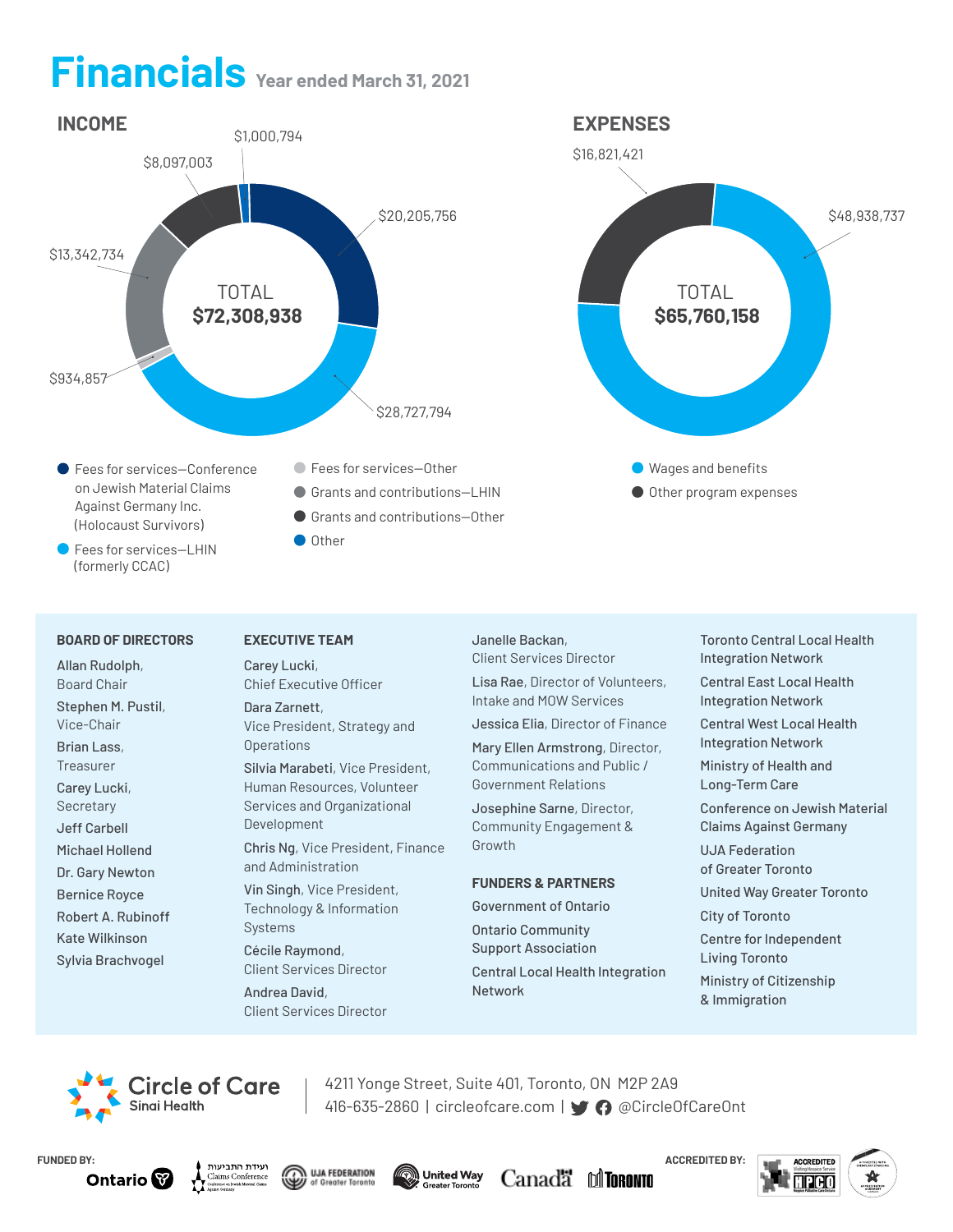# Financials Year ended March 31, 2021

## INCOME

$1,000,794

$8,097,003

$20,205,756

$13,342,734

TOTAL
**$72,308,938**

$934,857

$28,727,794

- Fees for services—Conference on Jewish Material Claims Against Germany Inc. (Holocaust Survivors)
- Fees for services—LHIN (formerly CCAC)
- Fees for services—Other
- Grants and contributions—LHIN
- Grants and contributions—Other
- Other

## EXPENSES

$16,821,421

$48,938,737

TOTAL
**$65,760,158**

- Wages and benefits
- Other program expenses

### BOARD OF DIRECTORS

**Allan Rudolph**, Board Chair

**Stephen M. Pustil**, Vice-Chair

**Brian Lass**, Treasurer

**Carey Lucki**, Secretary

**Jeff Carbell**

**Michael Hollend**

**Dr. Gary Newton**

**Bernice Royce**

**Robert A. Rubinoff**

**Kate Wilkinson**

**Sylvia Brachvogel**

### EXECUTIVE TEAM

**Carey Lucki**, Chief Executive Officer

**Dara Zarnett**, Vice President, Strategy and Operations

**Silvia Marabeti**, Vice President, Human Resources, Volunteer Services and Organizational Development

**Chris Ng**, Vice President, Finance and Administration

**Vin Singh**, Vice President, Technology & Information Systems

**Cécile Raymond**, Client Services Director

**Andrea David**, Client Services Director

**Janelle Backan**, Client Services Director

**Lisa Rae**, Director of Volunteers, Intake and MOW Services

**Jessica Elia**, Director of Finance

**Mary Ellen Armstrong**, Director, Communications and Public / Government Relations

**Josephine Sarne**, Director, Community Engagement & Growth

### FUNDERS & PARTNERS

Government of Ontario

Ontario Community Support Association

Central Local Health Integration Network

Toronto Central Local Health Integration Network

Central East Local Health Integration Network

Central West Local Health Integration Network

Ministry of Health and Long-Term Care

Conference on Jewish Material Claims Against Germany

UJA Federation of Greater Toronto

United Way Greater Toronto

City of Toronto

Centre for Independent Living Toronto

Ministry of Citizenship & Immigration

Circle of Care Sinai Health

4211 Yonge Street, Suite 401, Toronto, ON M2P 2A9
416-635-2860 | circleofcare.com | @CircleOfCareOnt

FUNDED BY: Ontario | Claims Conference | UJA Federation of Greater Toronto | United Way Greater Toronto | Canada | Toronto

ACCREDITED BY: HPCO